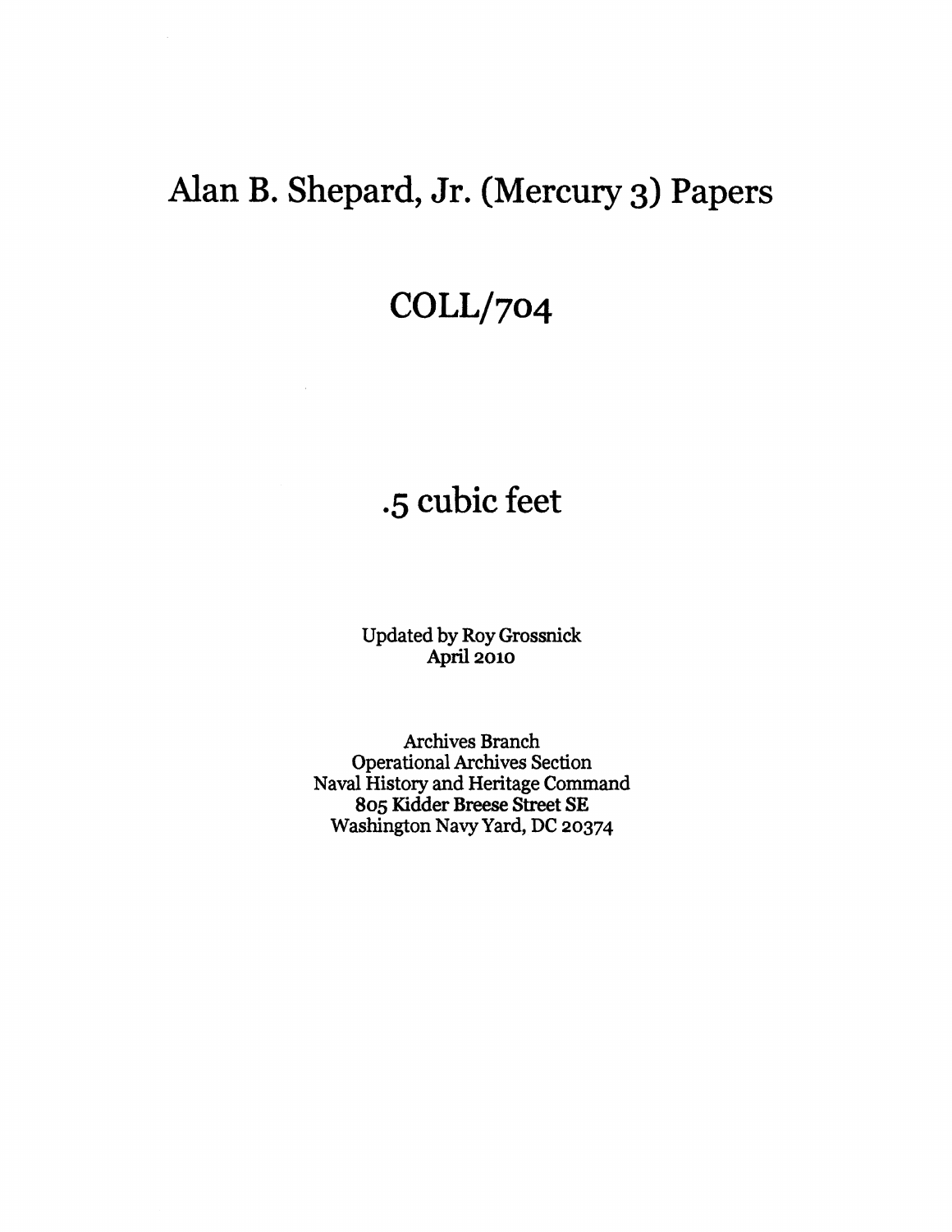# Alan B. Shepard, Jr. (Mercury 3) Papers

# COLL/704

## .5 cubic feet

Updated by Roy Grossnick
April 2010

Archives Branch
Operational Archives Section
Naval History and Heritage Command
805 Kidder Breese Street SE
Washington Navy Yard, DC 20374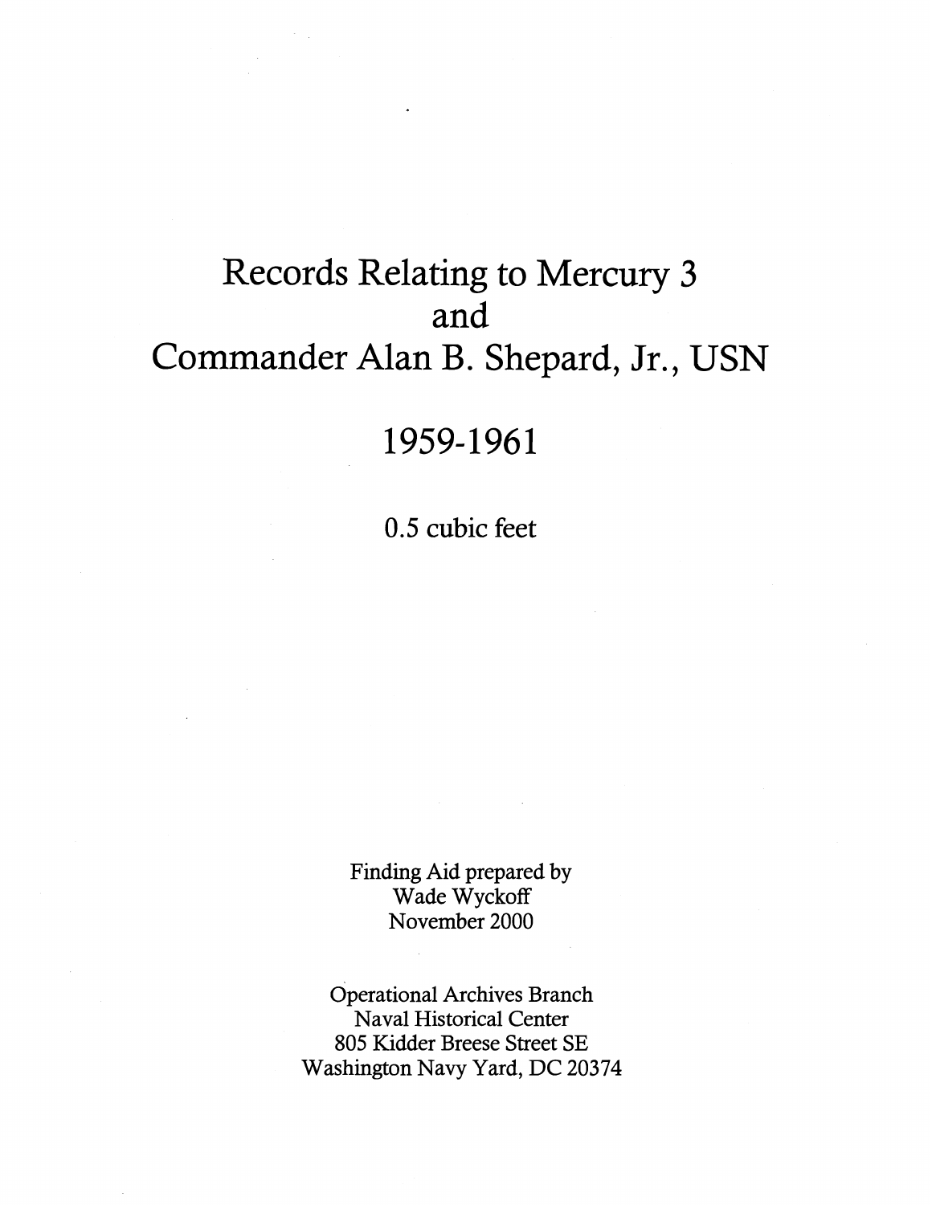# Records Relating to Mercury 3 and Commander Alan B. Shepard, Jr., USN

## 1959-1961

0.5 cubic feet

Finding Aid prepared by
Wade Wyckoff
November 2000

Operational Archives Branch
Naval Historical Center
805 Kidder Breese Street SE
Washington Navy Yard, DC 20374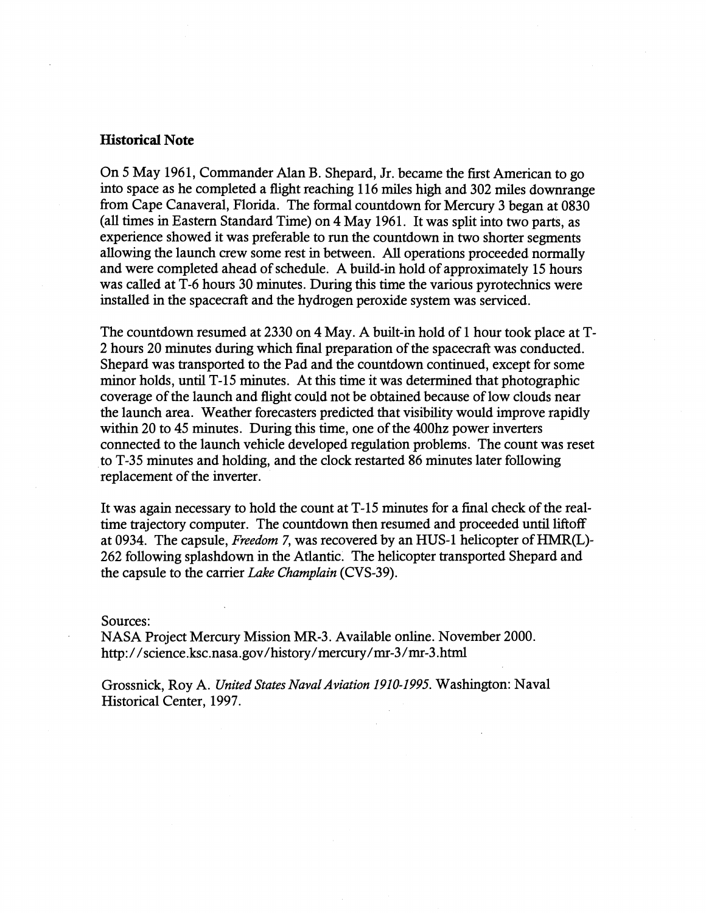## Historical Note

On 5 May 1961, Commander Alan B. Shepard, Jr. became the first American to go into space as he completed a flight reaching 116 miles high and 302 miles downrange from Cape Canaveral, Florida. The formal countdown for Mercury 3 began at 0830 (all times in Eastern Standard Time) on 4 May 1961. It was split into two parts, as experience showed it was preferable to run the countdown in two shorter segments allowing the launch crew some rest in between. All operations proceeded normally and were completed ahead of schedule. A build-in hold of approximately 15 hours was called at T-6 hours 30 minutes. During this time the various pyrotechnics were installed in the spacecraft and the hydrogen peroxide system was serviced.

The countdown resumed at 2330 on 4 May. A built-in hold of 1 hour took place at T-2 hours 20 minutes during which final preparation of the spacecraft was conducted. Shepard was transported to the Pad and the countdown continued, except for some minor holds, until T-15 minutes. At this time it was determined that photographic coverage of the launch and flight could not be obtained because of low clouds near the launch area. Weather forecasters predicted that visibility would improve rapidly within 20 to 45 minutes. During this time, one of the 400hz power inverters connected to the launch vehicle developed regulation problems. The count was reset to T-35 minutes and holding, and the clock restarted 86 minutes later following replacement of the inverter.

It was again necessary to hold the count at T-15 minutes for a final check of the real-time trajectory computer. The countdown then resumed and proceeded until liftoff at 0934. The capsule, *Freedom 7*, was recovered by an HUS-1 helicopter of HMR(L)-262 following splashdown in the Atlantic. The helicopter transported Shepard and the capsule to the carrier *Lake Champlain* (CVS-39).

Sources:
NASA Project Mercury Mission MR-3. Available online. November 2000.
http://science.ksc.nasa.gov/history/mercury/mr-3/mr-3.html

Grossnick, Roy A. *United States Naval Aviation 1910-1995*. Washington: Naval Historical Center, 1997.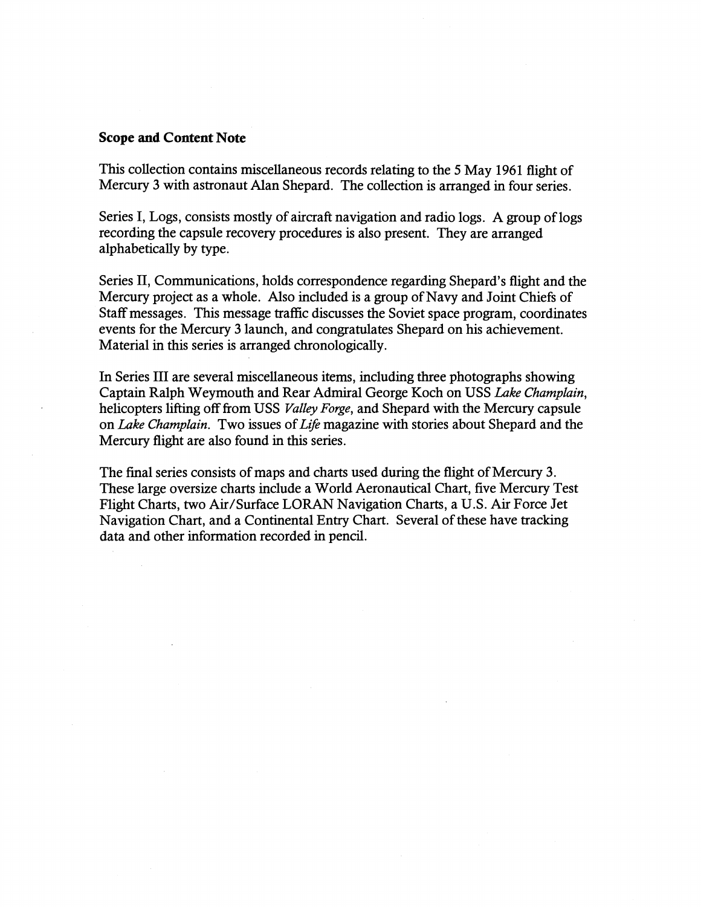**Scope and Content Note**

This collection contains miscellaneous records relating to the 5 May 1961 flight of Mercury 3 with astronaut Alan Shepard. The collection is arranged in four series.

Series I, Logs, consists mostly of aircraft navigation and radio logs. A group of logs recording the capsule recovery procedures is also present. They are arranged alphabetically by type.

Series II, Communications, holds correspondence regarding Shepard's flight and the Mercury project as a whole. Also included is a group of Navy and Joint Chiefs of Staff messages. This message traffic discusses the Soviet space program, coordinates events for the Mercury 3 launch, and congratulates Shepard on his achievement. Material in this series is arranged chronologically.

In Series III are several miscellaneous items, including three photographs showing Captain Ralph Weymouth and Rear Admiral George Koch on USS *Lake Champlain*, helicopters lifting off from USS *Valley Forge*, and Shepard with the Mercury capsule on *Lake Champlain*. Two issues of *Life* magazine with stories about Shepard and the Mercury flight are also found in this series.

The final series consists of maps and charts used during the flight of Mercury 3. These large oversize charts include a World Aeronautical Chart, five Mercury Test Flight Charts, two Air/Surface LORAN Navigation Charts, a U.S. Air Force Jet Navigation Chart, and a Continental Entry Chart. Several of these have tracking data and other information recorded in pencil.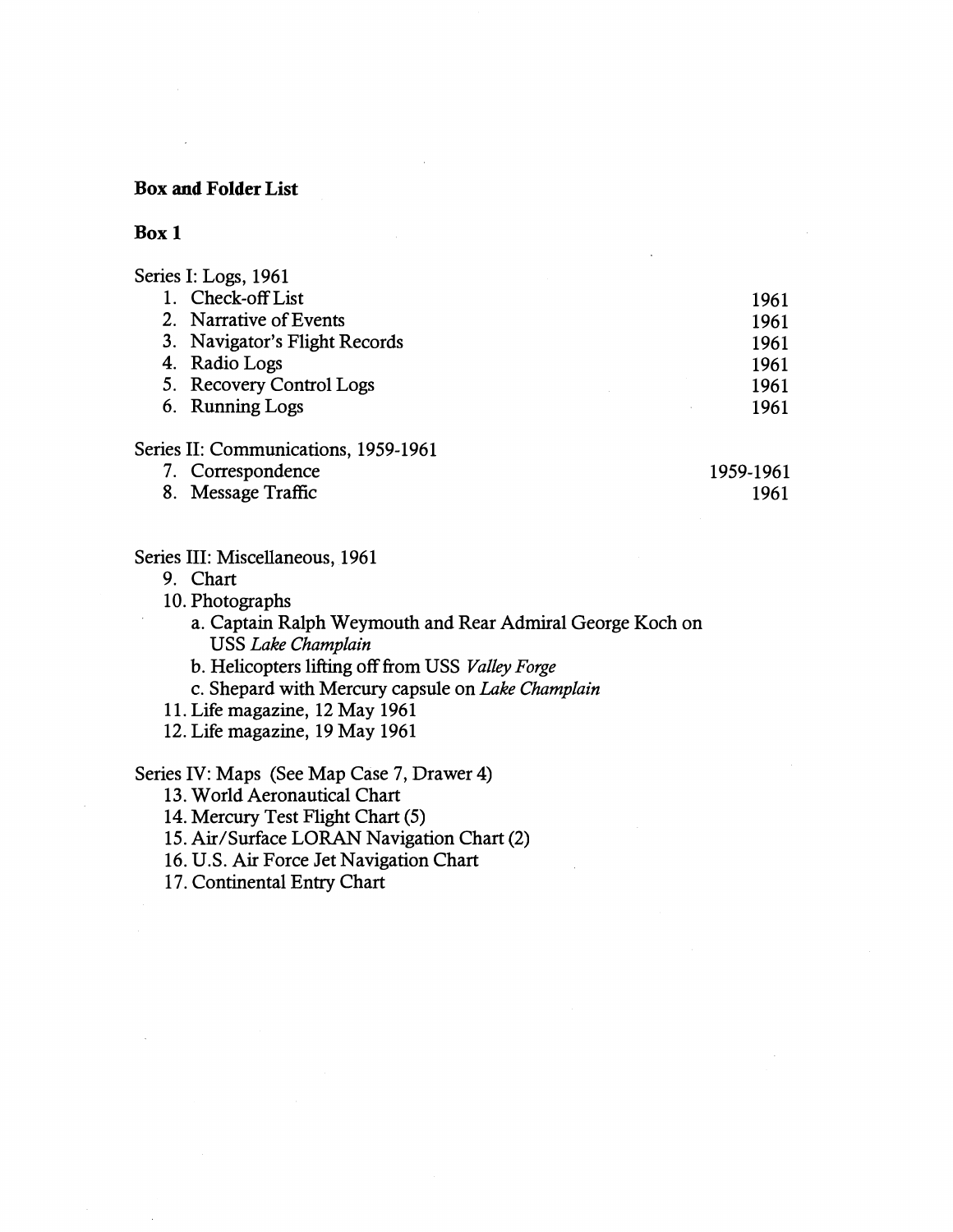**Box and Folder List**

**Box 1**

Series I: Logs, 1961

1. Check-off List 1961
2. Narrative of Events 1961
3. Navigator's Flight Records 1961
4. Radio Logs 1961
5. Recovery Control Logs 1961
6. Running Logs 1961

Series II: Communications, 1959-1961

7. Correspondence 1959-1961
8. Message Traffic 1961

Series III: Miscellaneous, 1961

9. Chart
10. Photographs
    - a. Captain Ralph Weymouth and Rear Admiral George Koch on USS *Lake Champlain*
    - b. Helicopters lifting off from USS *Valley Forge*
    - c. Shepard with Mercury capsule on *Lake Champlain*
11. Life magazine, 12 May 1961
12. Life magazine, 19 May 1961

Series IV: Maps (See Map Case 7, Drawer 4)

13. World Aeronautical Chart
14. Mercury Test Flight Chart (5)
15. Air/Surface LORAN Navigation Chart (2)
16. U.S. Air Force Jet Navigation Chart
17. Continental Entry Chart